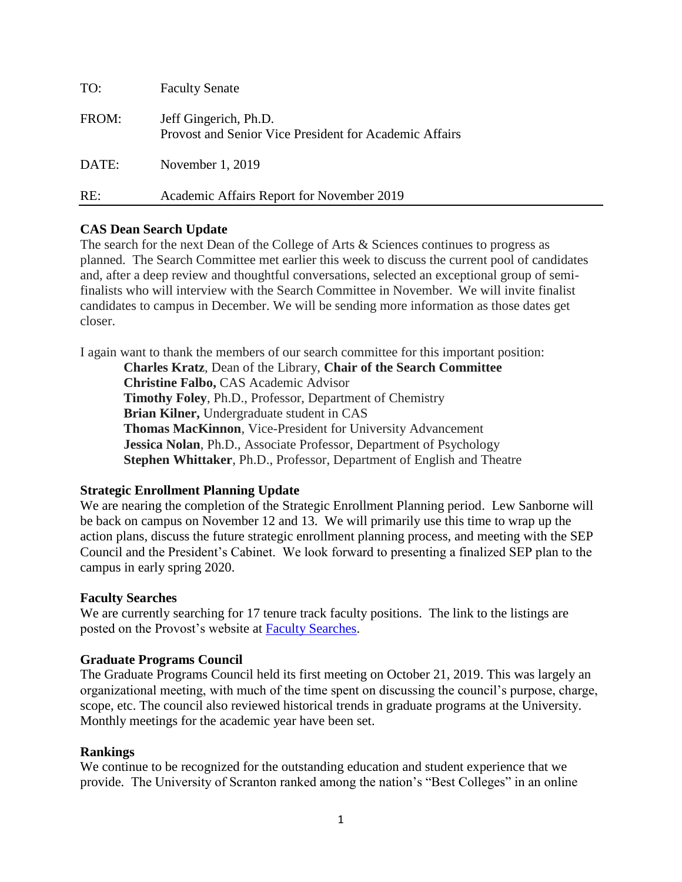| | |
|---|---|
| TO: | Faculty Senate |
| FROM: | Jeff Gingerich, Ph.D.<br>Provost and Senior Vice President for Academic Affairs |
| DATE: | November 1, 2019 |
| RE: | Academic Affairs Report for November 2019 |

**CAS Dean Search Update**

The search for the next Dean of the College of Arts & Sciences continues to progress as planned. The Search Committee met earlier this week to discuss the current pool of candidates and, after a deep review and thoughtful conversations, selected an exceptional group of semi-finalists who will interview with the Search Committee in November. We will invite finalist candidates to campus in December. We will be sending more information as those dates get closer.

I again want to thank the members of our search committee for this important position:

**Charles Kratz**, Dean of the Library, **Chair of the Search Committee**
**Christine Falbo,** CAS Academic Advisor
**Timothy Foley**, Ph.D., Professor, Department of Chemistry
**Brian Kilner,** Undergraduate student in CAS
**Thomas MacKinnon**, Vice-President for University Advancement
**Jessica Nolan**, Ph.D., Associate Professor, Department of Psychology
**Stephen Whittaker**, Ph.D., Professor, Department of English and Theatre

**Strategic Enrollment Planning Update**

We are nearing the completion of the Strategic Enrollment Planning period. Lew Sanborne will be back on campus on November 12 and 13. We will primarily use this time to wrap up the action plans, discuss the future strategic enrollment planning process, and meeting with the SEP Council and the President's Cabinet. We look forward to presenting a finalized SEP plan to the campus in early spring 2020.

**Faculty Searches**

We are currently searching for 17 tenure track faculty positions. The link to the listings are posted on the Provost's website at Faculty Searches.

**Graduate Programs Council**

The Graduate Programs Council held its first meeting on October 21, 2019. This was largely an organizational meeting, with much of the time spent on discussing the council's purpose, charge, scope, etc. The council also reviewed historical trends in graduate programs at the University. Monthly meetings for the academic year have been set.

**Rankings**

We continue to be recognized for the outstanding education and student experience that we provide. The University of Scranton ranked among the nation's "Best Colleges" in an online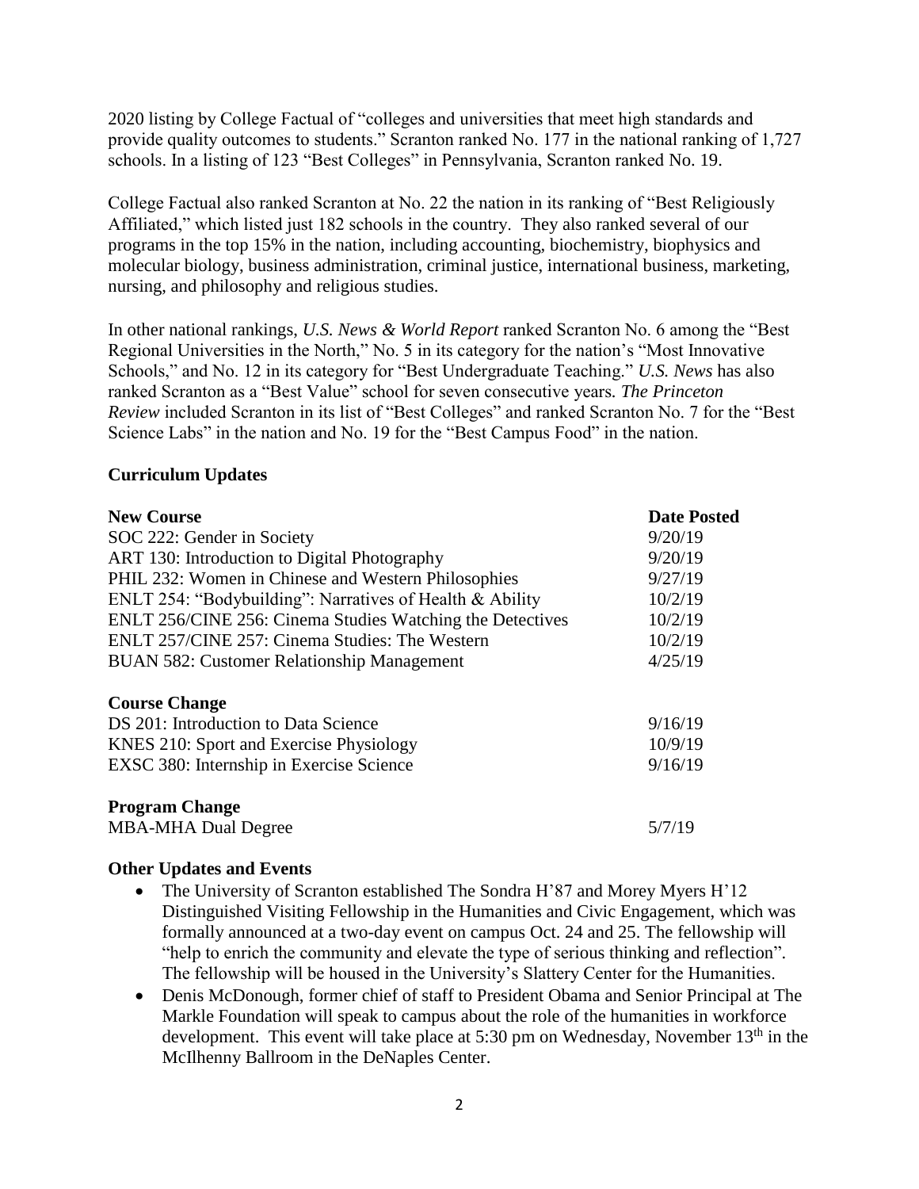2020 listing by College Factual of "colleges and universities that meet high standards and provide quality outcomes to students." Scranton ranked No. 177 in the national ranking of 1,727 schools. In a listing of 123 "Best Colleges" in Pennsylvania, Scranton ranked No. 19.

College Factual also ranked Scranton at No. 22 the nation in its ranking of "Best Religiously Affiliated," which listed just 182 schools in the country. They also ranked several of our programs in the top 15% in the nation, including accounting, biochemistry, biophysics and molecular biology, business administration, criminal justice, international business, marketing, nursing, and philosophy and religious studies.

In other national rankings, *U.S. News & World Report* ranked Scranton No. 6 among the "Best Regional Universities in the North," No. 5 in its category for the nation's "Most Innovative Schools," and No. 12 in its category for "Best Undergraduate Teaching." *U.S. News* has also ranked Scranton as a "Best Value" school for seven consecutive years. *The Princeton Review* included Scranton in its list of "Best Colleges" and ranked Scranton No. 7 for the "Best Science Labs" in the nation and No. 19 for the "Best Campus Food" in the nation.

## Curriculum Updates

| **New Course** | **Date Posted** |
|---|---|
| SOC 222: Gender in Society | 9/20/19 |
| ART 130: Introduction to Digital Photography | 9/20/19 |
| PHIL 232: Women in Chinese and Western Philosophies | 9/27/19 |
| ENLT 254: "Bodybuilding": Narratives of Health & Ability | 10/2/19 |
| ENLT 256/CINE 256: Cinema Studies Watching the Detectives | 10/2/19 |
| ENLT 257/CINE 257: Cinema Studies: The Western | 10/2/19 |
| BUAN 582: Customer Relationship Management | 4/25/19 |
| **Course Change** | |
| DS 201: Introduction to Data Science | 9/16/19 |
| KNES 210: Sport and Exercise Physiology | 10/9/19 |
| EXSC 380: Internship in Exercise Science | 9/16/19 |
| **Program Change** | |
| MBA-MHA Dual Degree | 5/7/19 |

## Other Updates and Events

- The University of Scranton established The Sondra H'87 and Morey Myers H'12 Distinguished Visiting Fellowship in the Humanities and Civic Engagement, which was formally announced at a two-day event on campus Oct. 24 and 25. The fellowship will "help to enrich the community and elevate the type of serious thinking and reflection". The fellowship will be housed in the University's Slattery Center for the Humanities.
- Denis McDonough, former chief of staff to President Obama and Senior Principal at The Markle Foundation will speak to campus about the role of the humanities in workforce development. This event will take place at 5:30 pm on Wednesday, November 13th in the McIlhenny Ballroom in the DeNaples Center.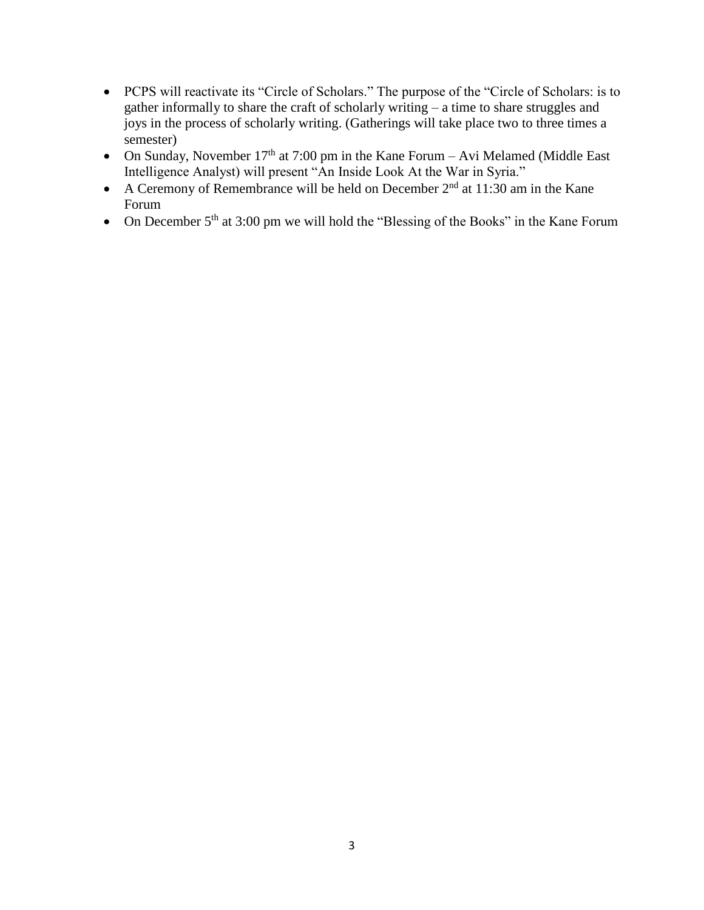- PCPS will reactivate its "Circle of Scholars." The purpose of the "Circle of Scholars: is to gather informally to share the craft of scholarly writing – a time to share struggles and joys in the process of scholarly writing. (Gatherings will take place two to three times a semester)
- On Sunday, November 17th at 7:00 pm in the Kane Forum – Avi Melamed (Middle East Intelligence Analyst) will present "An Inside Look At the War in Syria."
- A Ceremony of Remembrance will be held on December 2nd at 11:30 am in the Kane Forum
- On December 5th at 3:00 pm we will hold the "Blessing of the Books" in the Kane Forum